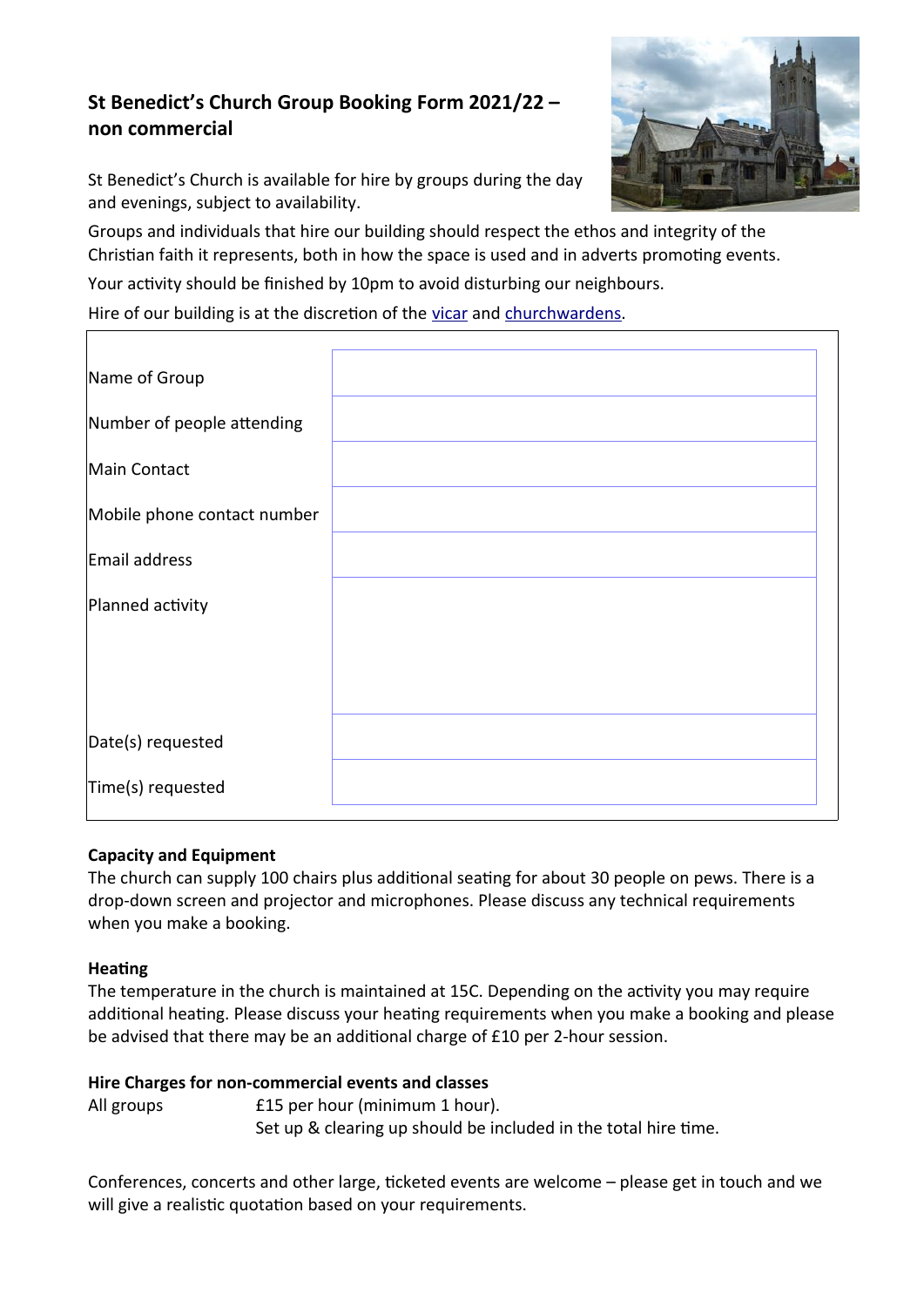## St Benedict's Church Group Booking Form 2021/22 – non commercial

St Benedict's Church is available for hire by groups during the day and evenings, subject to availability.

Groups and individuals that hire our building should respect the ethos and integrity of the Christian faith it represents, both in how the space is used and in adverts promoting events.

Your activity should be finished by 10pm to avoid disturbing our neighbours.

Hire of our building is at the discretion of the vicar and churchwardens.

| | |
|---|---|
| Name of Group | |
| Number of people attending | |
| Main Contact | |
| Mobile phone contact number | |
| Email address | |
| Planned activity | |
| Date(s) requested | |
| Time(s) requested | |

**Capacity and Equipment**

The church can supply 100 chairs plus additional seating for about 30 people on pews. There is a drop-down screen and projector and microphones. Please discuss any technical requirements when you make a booking.

**Heating**

The temperature in the church is maintained at 15C. Depending on the activity you may require additional heating. Please discuss your heating requirements when you make a booking and please be advised that there may be an additional charge of £10 per 2-hour session.

**Hire Charges for non-commercial events and classes**

All groups — £15 per hour (minimum 1 hour).
Set up & clearing up should be included in the total hire time.

Conferences, concerts and other large, ticketed events are welcome – please get in touch and we will give a realistic quotation based on your requirements.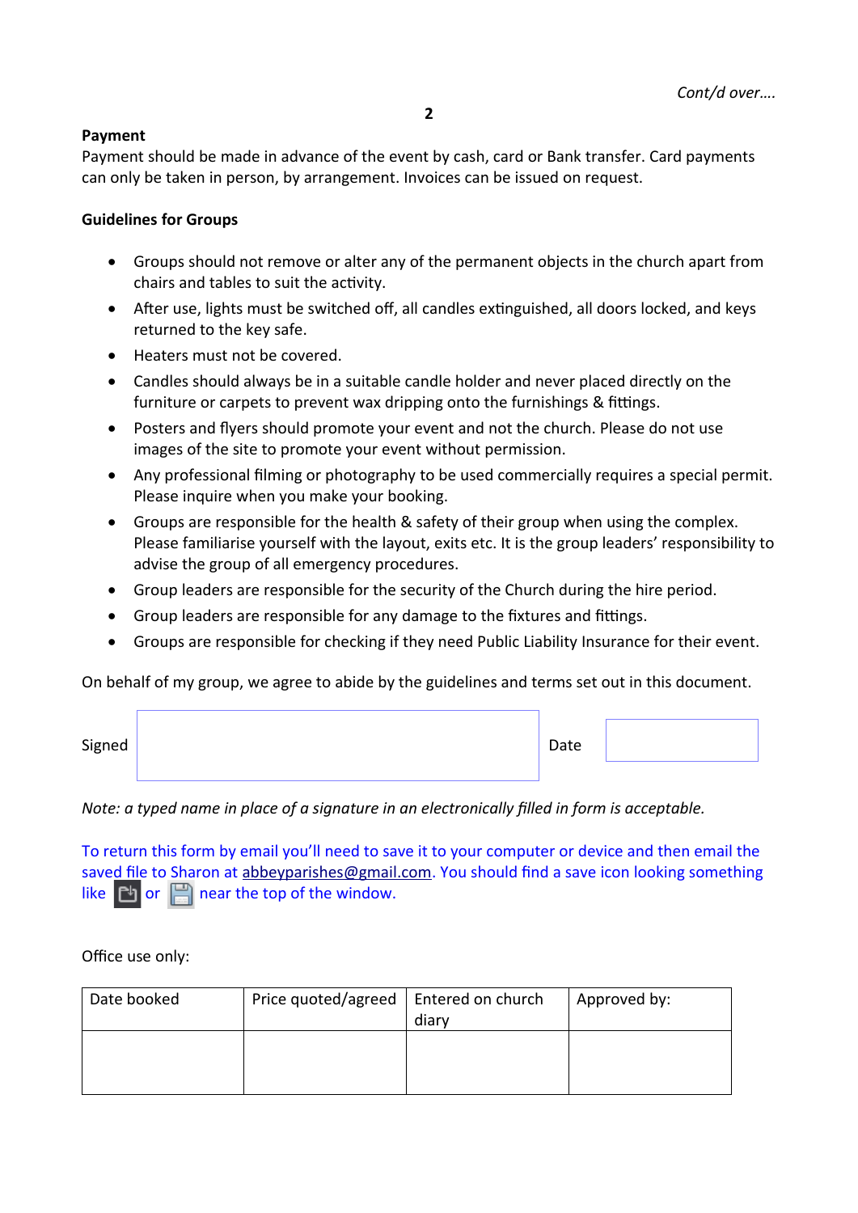*Cont/d over….*

**Payment**

Payment should be made in advance of the event by cash, card or Bank transfer. Card payments can only be taken in person, by arrangement. Invoices can be issued on request.

**Guidelines for Groups**

- Groups should not remove or alter any of the permanent objects in the church apart from chairs and tables to suit the activity.
- After use, lights must be switched off, all candles extinguished, all doors locked, and keys returned to the key safe.
- Heaters must not be covered.
- Candles should always be in a suitable candle holder and never placed directly on the furniture or carpets to prevent wax dripping onto the furnishings & fittings.
- Posters and flyers should promote your event and not the church. Please do not use images of the site to promote your event without permission.
- Any professional filming or photography to be used commercially requires a special permit. Please inquire when you make your booking.
- Groups are responsible for the health & safety of their group when using the complex. Please familiarise yourself with the layout, exits etc. It is the group leaders' responsibility to advise the group of all emergency procedures.
- Group leaders are responsible for the security of the Church during the hire period.
- Group leaders are responsible for any damage to the fixtures and fittings.
- Groups are responsible for checking if they need Public Liability Insurance for their event.

On behalf of my group, we agree to abide by the guidelines and terms set out in this document.

Signed ______________________ Date __________

*Note: a typed name in place of a signature in an electronically filled in form is acceptable.*

To return this form by email you'll need to save it to your computer or device and then email the saved file to Sharon at abbeyparishes@gmail.com. You should find a save icon looking something like or near the top of the window.

Office use only:

| Date booked | Price quoted/agreed | Entered on church diary | Approved by: |
|---|---|---|---|
| | | | |